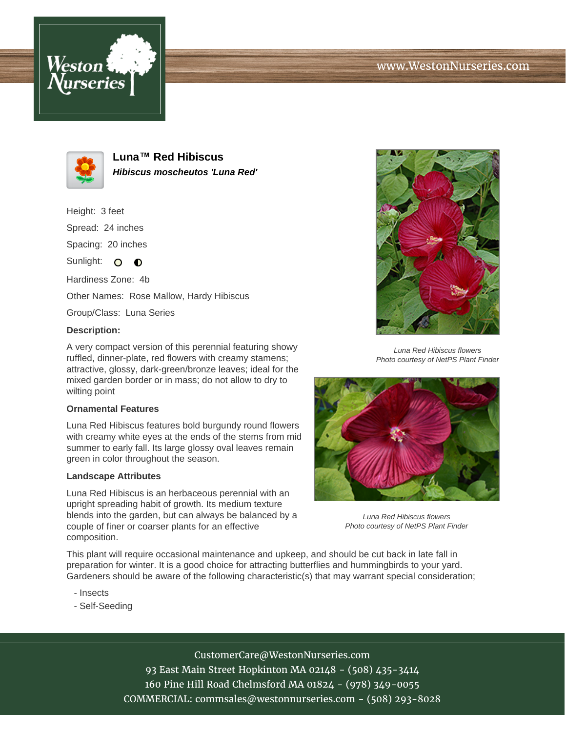# Luna™ Red Hibiscus

***Hibiscus moscheutos 'Luna Red'***

Height: 3 feet

Spread: 24 inches

Spacing: 20 inches

Sunlight: full sun, partial shade

Hardiness Zone: 4b

Other Names: Rose Mallow, Hardy Hibiscus

Group/Class: Luna Series

**Description:**

A very compact version of this perennial featuring showy ruffled, dinner-plate, red flowers with creamy stamens; attractive, glossy, dark-green/bronze leaves; ideal for the mixed garden border or in mass; do not allow to dry to wilting point

### Ornamental Features

Luna Red Hibiscus features bold burgundy round flowers with creamy white eyes at the ends of the stems from mid summer to early fall. Its large glossy oval leaves remain green in color throughout the season.

### Landscape Attributes

Luna Red Hibiscus is an herbaceous perennial with an upright spreading habit of growth. Its medium texture blends into the garden, but can always be balanced by a couple of finer or coarser plants for an effective composition.

This plant will require occasional maintenance and upkeep, and should be cut back in late fall in preparation for winter. It is a good choice for attracting butterflies and hummingbirds to your yard. Gardeners should be aware of the following characteristic(s) that may warrant special consideration;

- Insects
- Self-Seeding

*Luna Red Hibiscus flowers*
*Photo courtesy of NetPS Plant Finder*

*Luna Red Hibiscus flowers*
*Photo courtesy of NetPS Plant Finder*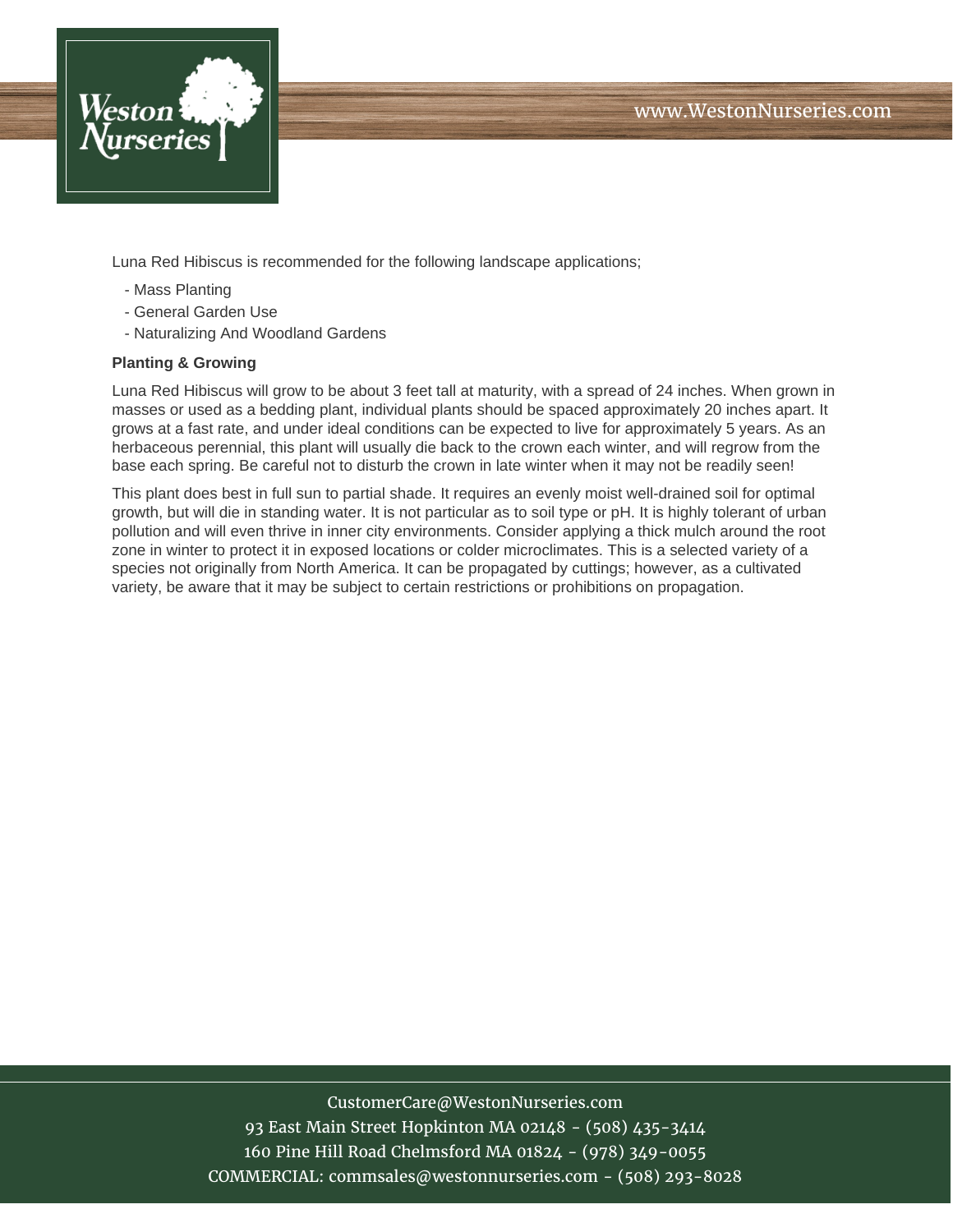Luna Red Hibiscus is recommended for the following landscape applications;

- Mass Planting
- General Garden Use
- Naturalizing And Woodland Gardens

**Planting & Growing**

Luna Red Hibiscus will grow to be about 3 feet tall at maturity, with a spread of 24 inches. When grown in masses or used as a bedding plant, individual plants should be spaced approximately 20 inches apart. It grows at a fast rate, and under ideal conditions can be expected to live for approximately 5 years. As an herbaceous perennial, this plant will usually die back to the crown each winter, and will regrow from the base each spring. Be careful not to disturb the crown in late winter when it may not be readily seen!

This plant does best in full sun to partial shade. It requires an evenly moist well-drained soil for optimal growth, but will die in standing water. It is not particular as to soil type or pH. It is highly tolerant of urban pollution and will even thrive in inner city environments. Consider applying a thick mulch around the root zone in winter to protect it in exposed locations or colder microclimates. This is a selected variety of a species not originally from North America. It can be propagated by cuttings; however, as a cultivated variety, be aware that it may be subject to certain restrictions or prohibitions on propagation.